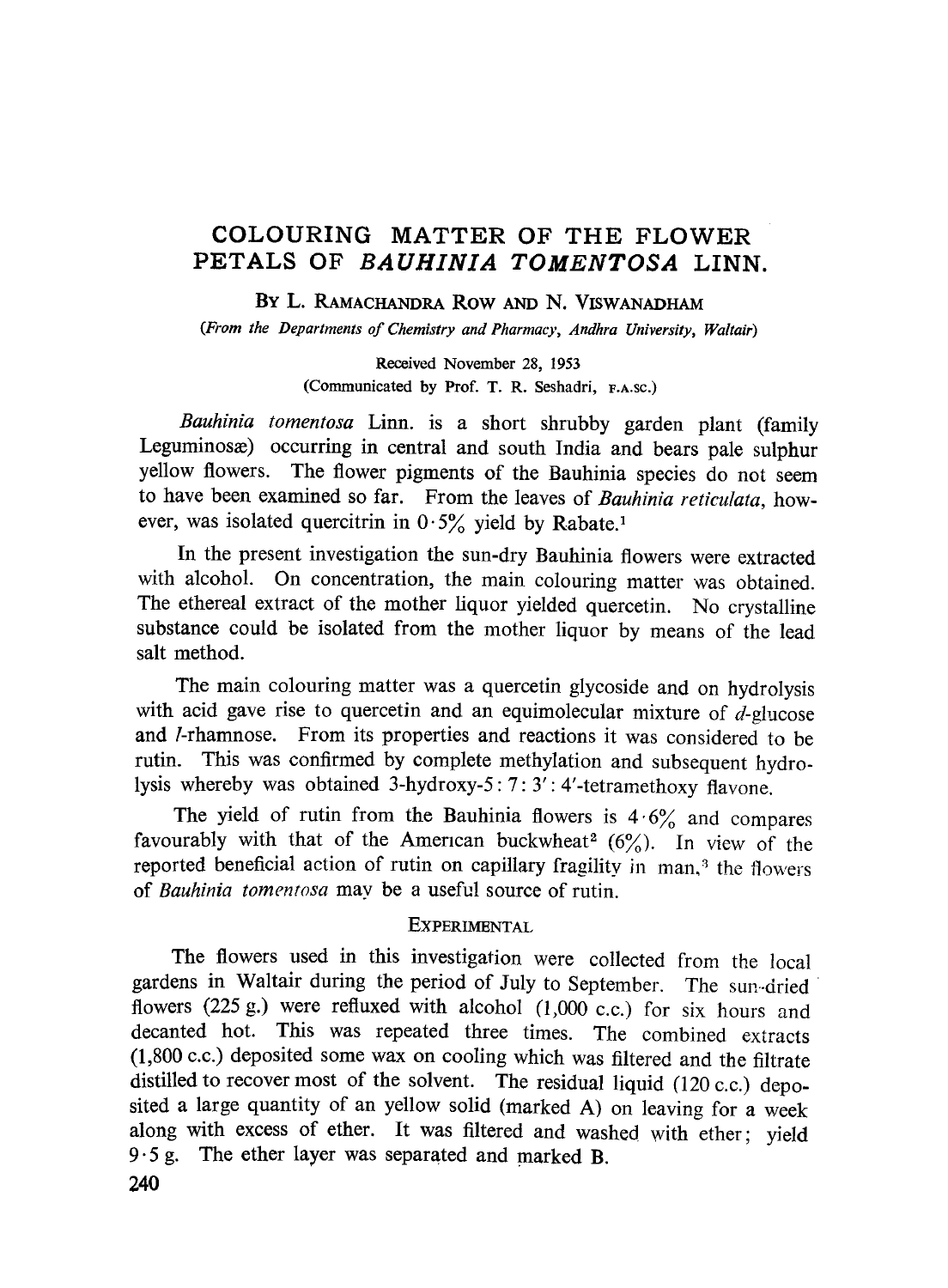# COLOURING MATTER OF THE FLOWER PETALS OF *BAUHINIA TOMENTOSA* LINN.

By L. Ramachandra Row and N. Viswanadham

*(From the Departments of Chemistry and Pharmacy, Andhra University, Waltair)*

Received November 28, 1953
(Communicated by Prof. T. R. Seshadri, F.A.SC.)

*Bauhinia tomentosa* Linn. is a short shrubby garden plant (family Leguminosæ) occurring in central and south India and bears pale sulphur yellow flowers. The flower pigments of the Bauhinia species do not seem to have been examined so far. From the leaves of *Bauhinia reticulata*, however, was isolated quercitrin in 0·5% yield by Rabate.[1]

In the present investigation the sun-dry Bauhinia flowers were extracted with alcohol. On concentration, the main colouring matter was obtained. The ethereal extract of the mother liquor yielded quercetin. No crystalline substance could be isolated from the mother liquor by means of the lead salt method.

The main colouring matter was a quercetin glycoside and on hydrolysis with acid gave rise to quercetin and an equimolecular mixture of *d*-glucose and *l*-rhamnose. From its properties and reactions it was considered to be rutin. This was confirmed by complete methylation and subsequent hydrolysis whereby was obtained 3-hydroxy-5 : 7 : 3′ : 4′-tetramethoxy flavone.

The yield of rutin from the Bauhinia flowers is 4·6% and compares favourably with that of the American buckwheat[2] (6%). In view of the reported beneficial action of rutin on capillary fragility in man,[3] the flowers of *Bauhinia tomentosa* may be a useful source of rutin.

## Experimental

The flowers used in this investigation were collected from the local gardens in Waltair during the period of July to September. The sun-dried flowers (225 g.) were refluxed with alcohol (1,000 c.c.) for six hours and decanted hot. This was repeated three times. The combined extracts (1,800 c.c.) deposited some wax on cooling which was filtered and the filtrate distilled to recover most of the solvent. The residual liquid (120 c.c.) deposited a large quantity of an yellow solid (marked A) on leaving for a week along with excess of ether. It was filtered and washed with ether; yield 9·5 g. The ether layer was separated and marked B.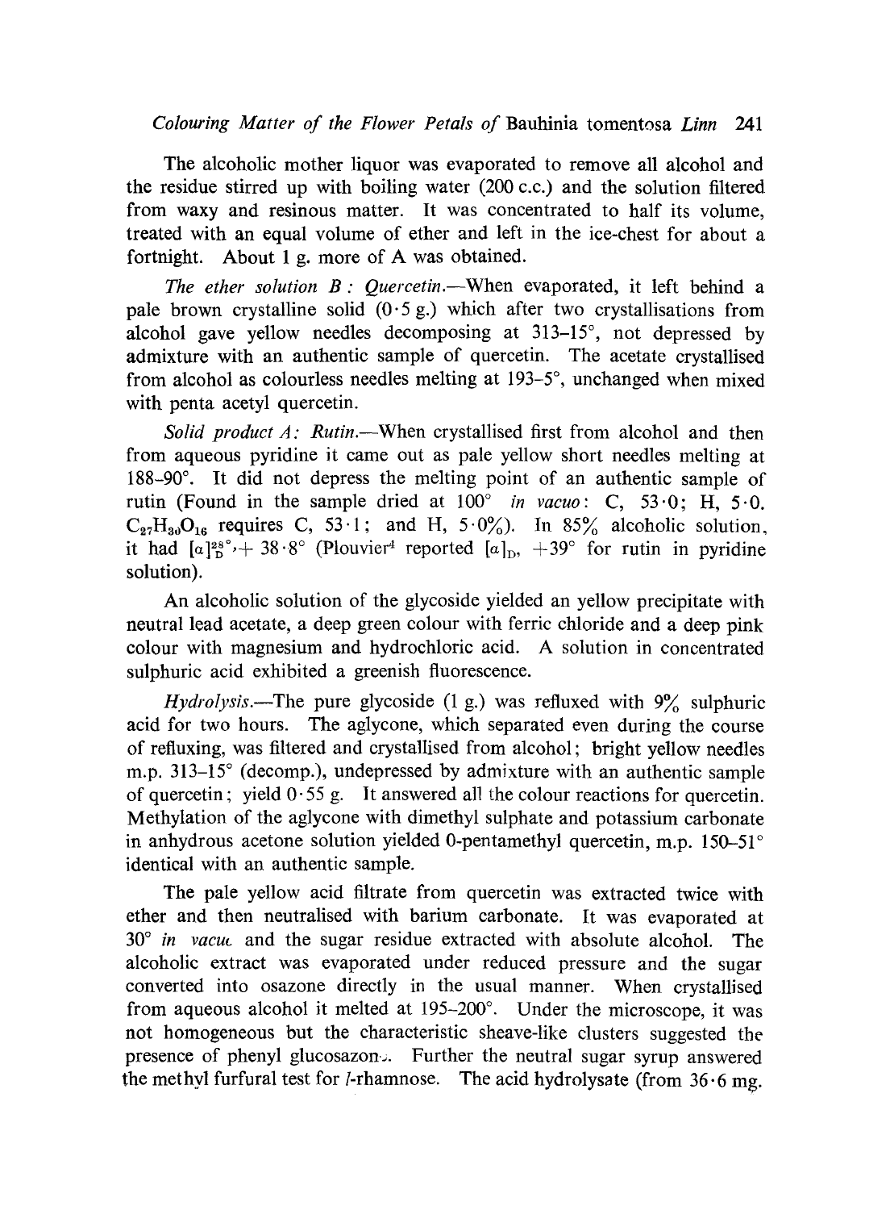The alcoholic mother liquor was evaporated to remove all alcohol and the residue stirred up with boiling water (200 c.c.) and the solution filtered from waxy and resinous matter. It was concentrated to half its volume, treated with an equal volume of ether and left in the ice-chest for about a fortnight. About 1 g. more of A was obtained.

*The ether solution B : Quercetin.*—When evaporated, it left behind a pale brown crystalline solid (0·5 g.) which after two crystallisations from alcohol gave yellow needles decomposing at 313–15°, not depressed by admixture with an authentic sample of quercetin. The acetate crystallised from alcohol as colourless needles melting at 193–5°, unchanged when mixed with penta acetyl quercetin.

*Solid product A : Rutin.*—When crystallised first from alcohol and then from aqueous pyridine it came out as pale yellow short needles melting at 188–90°. It did not depress the melting point of an authentic sample of rutin (Found in the sample dried at 100° *in vacuo*: C, 53·0; H, 5·0. $C_{27}H_{30}O_{16}$ requires C, 53·1; and H, 5·0%). In 85% alcoholic solution, it had $[\alpha]_D^{28°}$, + 38·8° (Plouvier[4] reported $[\alpha]_D$, +39° for rutin in pyridine solution).

An alcoholic solution of the glycoside yielded an yellow precipitate with neutral lead acetate, a deep green colour with ferric chloride and a deep pink colour with magnesium and hydrochloric acid. A solution in concentrated sulphuric acid exhibited a greenish fluorescence.

*Hydrolysis.*—The pure glycoside (1 g.) was refluxed with 9% sulphuric acid for two hours. The aglycone, which separated even during the course of refluxing, was filtered and crystallised from alcohol; bright yellow needles m.p. 313–15° (decomp.), undepressed by admixture with an authentic sample of quercetin; yield 0·55 g. It answered all the colour reactions for quercetin. Methylation of the aglycone with dimethyl sulphate and potassium carbonate in anhydrous acetone solution yielded 0-pentamethyl quercetin, m.p. 150–51° identical with an authentic sample.

The pale yellow acid filtrate from quercetin was extracted twice with ether and then neutralised with barium carbonate. It was evaporated at 30° *in vacuo* and the sugar residue extracted with absolute alcohol. The alcoholic extract was evaporated under reduced pressure and the sugar converted into osazone directly in the usual manner. When crystallised from aqueous alcohol it melted at 195–200°. Under the microscope, it was not homogeneous but the characteristic sheave-like clusters suggested the presence of phenyl glucosazone. Further the neutral sugar syrup answered the methyl furfural test for *l*-rhamnose. The acid hydrolysate (from 36·6 mg.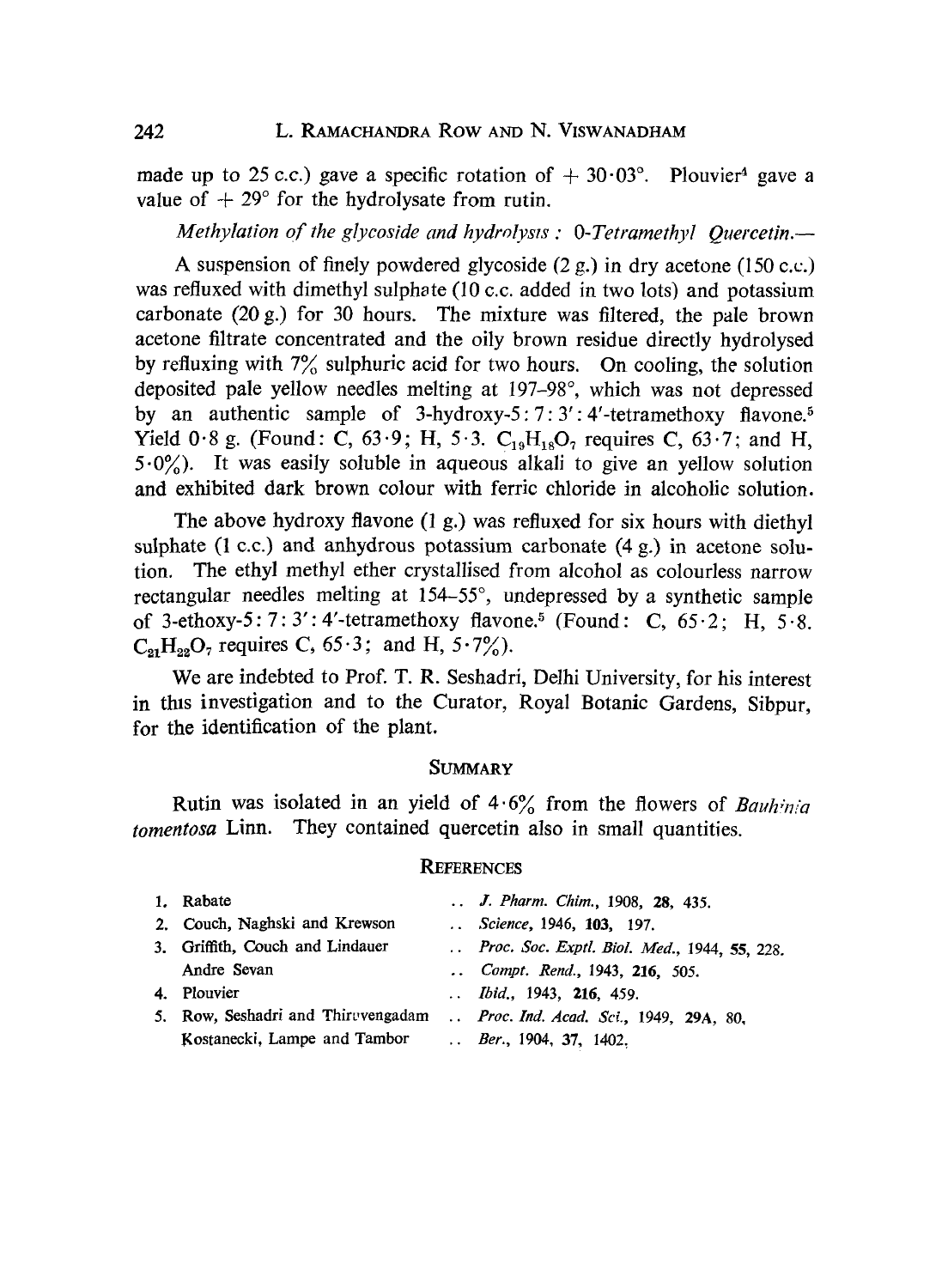made up to 25 c.c.) gave a specific rotation of + 30·03°. Plouvier[4] gave a value of + 29° for the hydrolysate from rutin.

*Methylation of the glycoside and hydrolysis : 0-Tetramethyl Quercetin.*—

A suspension of finely powdered glycoside (2 g.) in dry acetone (150 c.c.) was refluxed with dimethyl sulphate (10 c.c. added in two lots) and potassium carbonate (20 g.) for 30 hours. The mixture was filtered, the pale brown acetone filtrate concentrated and the oily brown residue directly hydrolysed by refluxing with 7% sulphuric acid for two hours. On cooling, the solution deposited pale yellow needles melting at 197–98°, which was not depressed by an authentic sample of 3-hydroxy-5 : 7 : 3′ : 4′-tetramethoxy flavone.[5] Yield 0·8 g. (Found: C, 63·9; H, 5·3. $C_{19}H_{18}O_7$ requires C, 63·7; and H, 5·0%). It was easily soluble in aqueous alkali to give an yellow solution and exhibited dark brown colour with ferric chloride in alcoholic solution.

The above hydroxy flavone (1 g.) was refluxed for six hours with diethyl sulphate (1 c.c.) and anhydrous potassium carbonate (4 g.) in acetone solution. The ethyl methyl ether crystallised from alcohol as colourless narrow rectangular needles melting at 154–55°, undepressed by a synthetic sample of 3-ethoxy-5 : 7 : 3′ : 4′-tetramethoxy flavone.[5] (Found: C, 65·2; H, 5·8. $C_{21}H_{22}O_7$ requires C, 65·3; and H, 5·7%).

We are indebted to Prof. T. R. Seshadri, Delhi University, for his interest in this investigation and to the Curator, Royal Botanic Gardens, Sibpur, for the identification of the plant.

## SUMMARY

Rutin was isolated in an yield of 4·6% from the flowers of *Bauhinia tomentosa* Linn. They contained quercetin also in small quantities.

## REFERENCES

| | | |
|---|---|---|
| 1. | Rabate | .. *J. Pharm. Chim.*, 1908, **28**, 435. |
| 2. | Couch, Naghski and Krewson | .. *Science*, 1946, **103**, 197. |
| 3. | Griffith, Couch and Lindauer | .. *Proc. Soc. Exptl. Biol. Med.*, 1944, **55**, 228. |
| | Andre Sevan | .. *Compt. Rend.*, 1943, **216**, 505. |
| 4. | Plouvier | .. *Ibid.*, 1943, **216**, 459. |
| 5. | Row, Seshadri and Thiruvengadam | .. *Proc. Ind. Acad. Sci.*, 1949, **29A**, 80, |
| | Kostanecki, Lampe and Tambor | .. *Ber.*, 1904, **37**, 1402. |